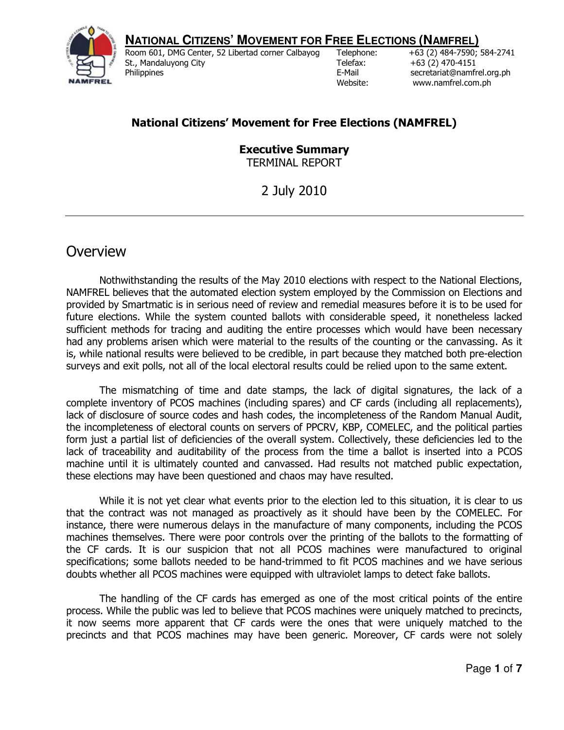**NATIONAL CITIZENS' MOVEMENT FOR FREE ELECTIONS (NAMFREL)**

Room 601, DMG Center, 52 Libertad corner Calbayog St., Mandaluyong City
Philippines

Telephone: +63 (2) 484-7590; 584-2741
Telefax: +63 (2) 470-4151
E-Mail secretariat@namfrel.org.ph
Website: www.namfrel.com.ph

**National Citizens' Movement for Free Elections (NAMFREL)**

**Executive Summary**
TERMINAL REPORT

2 July 2010

# Overview

Nothwithstanding the results of the May 2010 elections with respect to the National Elections, NAMFREL believes that the automated election system employed by the Commission on Elections and provided by Smartmatic is in serious need of review and remedial measures before it is to be used for future elections. While the system counted ballots with considerable speed, it nonetheless lacked sufficient methods for tracing and auditing the entire processes which would have been necessary had any problems arisen which were material to the results of the counting or the canvassing. As it is, while national results were believed to be credible, in part because they matched both pre-election surveys and exit polls, not all of the local electoral results could be relied upon to the same extent.

The mismatching of time and date stamps, the lack of digital signatures, the lack of a complete inventory of PCOS machines (including spares) and CF cards (including all replacements), lack of disclosure of source codes and hash codes, the incompleteness of the Random Manual Audit, the incompleteness of electoral counts on servers of PPCRV, KBP, COMELEC, and the political parties form just a partial list of deficiencies of the overall system. Collectively, these deficiencies led to the lack of traceability and auditability of the process from the time a ballot is inserted into a PCOS machine until it is ultimately counted and canvassed. Had results not matched public expectation, these elections may have been questioned and chaos may have resulted.

While it is not yet clear what events prior to the election led to this situation, it is clear to us that the contract was not managed as proactively as it should have been by the COMELEC. For instance, there were numerous delays in the manufacture of many components, including the PCOS machines themselves. There were poor controls over the printing of the ballots to the formatting of the CF cards. It is our suspicion that not all PCOS machines were manufactured to original specifications; some ballots needed to be hand-trimmed to fit PCOS machines and we have serious doubts whether all PCOS machines were equipped with ultraviolet lamps to detect fake ballots.

The handling of the CF cards has emerged as one of the most critical points of the entire process. While the public was led to believe that PCOS machines were uniquely matched to precincts, it now seems more apparent that CF cards were the ones that were uniquely matched to the precincts and that PCOS machines may have been generic. Moreover, CF cards were not solely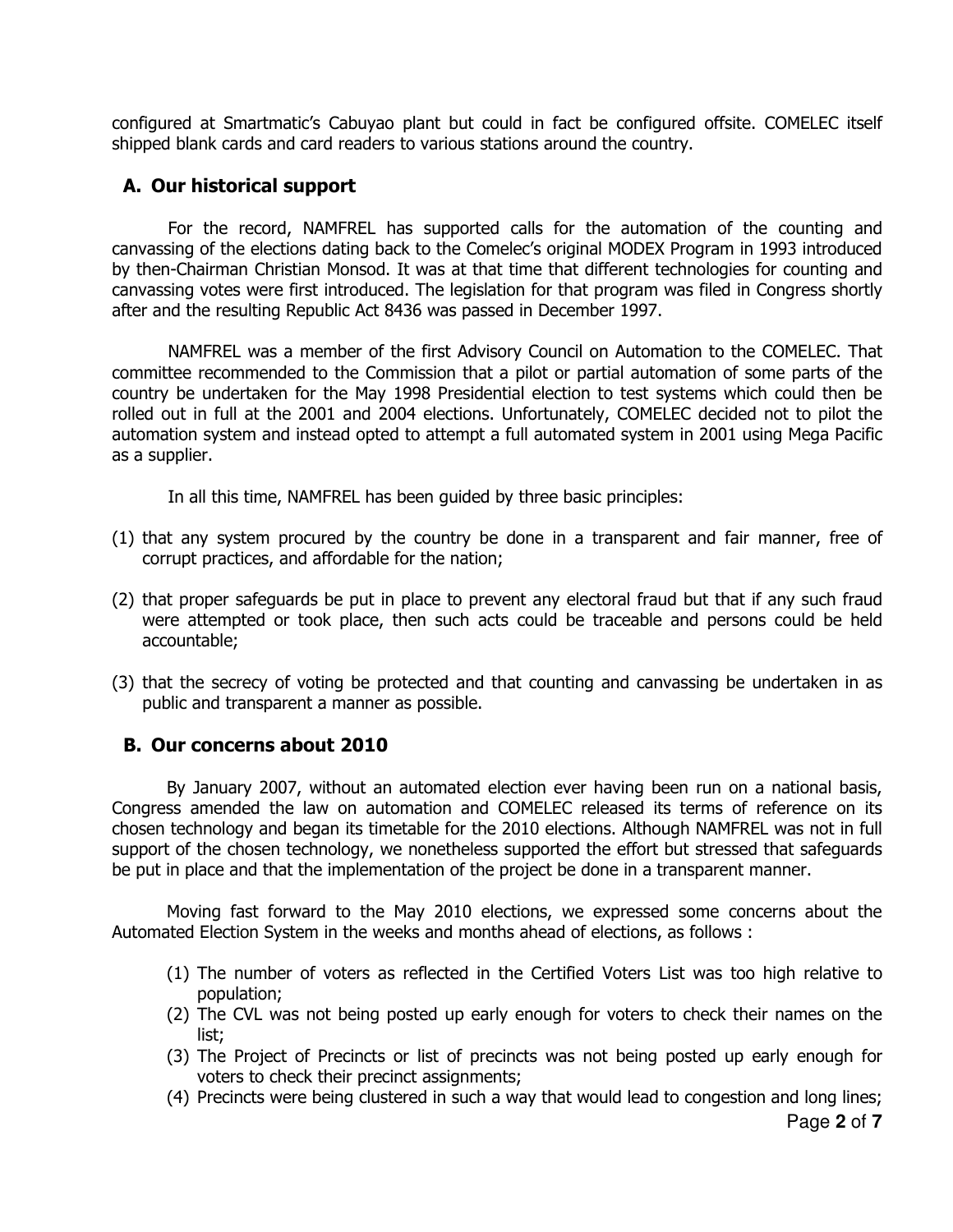configured at Smartmatic's Cabuyao plant but could in fact be configured offsite. COMELEC itself shipped blank cards and card readers to various stations around the country.

## A. Our historical support

For the record, NAMFREL has supported calls for the automation of the counting and canvassing of the elections dating back to the Comelec's original MODEX Program in 1993 introduced by then-Chairman Christian Monsod. It was at that time that different technologies for counting and canvassing votes were first introduced. The legislation for that program was filed in Congress shortly after and the resulting Republic Act 8436 was passed in December 1997.

NAMFREL was a member of the first Advisory Council on Automation to the COMELEC. That committee recommended to the Commission that a pilot or partial automation of some parts of the country be undertaken for the May 1998 Presidential election to test systems which could then be rolled out in full at the 2001 and 2004 elections. Unfortunately, COMELEC decided not to pilot the automation system and instead opted to attempt a full automated system in 2001 using Mega Pacific as a supplier.

In all this time, NAMFREL has been guided by three basic principles:

(1) that any system procured by the country be done in a transparent and fair manner, free of corrupt practices, and affordable for the nation;

(2) that proper safeguards be put in place to prevent any electoral fraud but that if any such fraud were attempted or took place, then such acts could be traceable and persons could be held accountable;

(3) that the secrecy of voting be protected and that counting and canvassing be undertaken in as public and transparent a manner as possible.

## B. Our concerns about 2010

By January 2007, without an automated election ever having been run on a national basis, Congress amended the law on automation and COMELEC released its terms of reference on its chosen technology and began its timetable for the 2010 elections. Although NAMFREL was not in full support of the chosen technology, we nonetheless supported the effort but stressed that safeguards be put in place and that the implementation of the project be done in a transparent manner.

Moving fast forward to the May 2010 elections, we expressed some concerns about the Automated Election System in the weeks and months ahead of elections, as follows :

(1) The number of voters as reflected in the Certified Voters List was too high relative to population;
(2) The CVL was not being posted up early enough for voters to check their names on the list;
(3) The Project of Precincts or list of precincts was not being posted up early enough for voters to check their precinct assignments;
(4) Precincts were being clustered in such a way that would lead to congestion and long lines;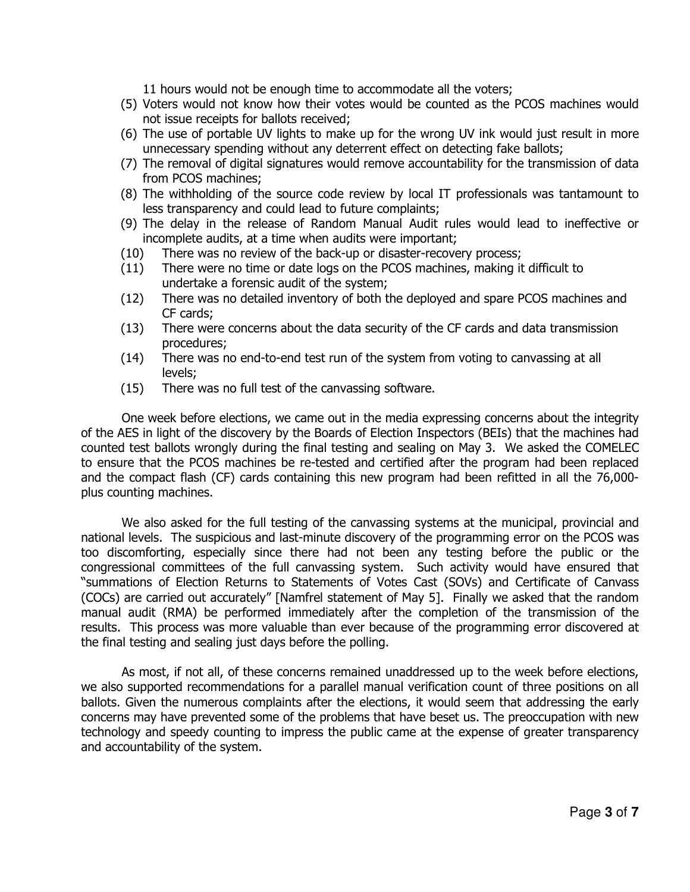11 hours would not be enough time to accommodate all the voters;

(5) Voters would not know how their votes would be counted as the PCOS machines would not issue receipts for ballots received;
(6) The use of portable UV lights to make up for the wrong UV ink would just result in more unnecessary spending without any deterrent effect on detecting fake ballots;
(7) The removal of digital signatures would remove accountability for the transmission of data from PCOS machines;
(8) The withholding of the source code review by local IT professionals was tantamount to less transparency and could lead to future complaints;
(9) The delay in the release of Random Manual Audit rules would lead to ineffective or incomplete audits, at a time when audits were important;
(10) There was no review of the back-up or disaster-recovery process;
(11) There were no time or date logs on the PCOS machines, making it difficult to undertake a forensic audit of the system;
(12) There was no detailed inventory of both the deployed and spare PCOS machines and CF cards;
(13) There were concerns about the data security of the CF cards and data transmission procedures;
(14) There was no end-to-end test run of the system from voting to canvassing at all levels;
(15) There was no full test of the canvassing software.

One week before elections, we came out in the media expressing concerns about the integrity of the AES in light of the discovery by the Boards of Election Inspectors (BEIs) that the machines had counted test ballots wrongly during the final testing and sealing on May 3. We asked the COMELEC to ensure that the PCOS machines be re-tested and certified after the program had been replaced and the compact flash (CF) cards containing this new program had been refitted in all the 76,000-plus counting machines.

We also asked for the full testing of the canvassing systems at the municipal, provincial and national levels. The suspicious and last-minute discovery of the programming error on the PCOS was too discomforting, especially since there had not been any testing before the public or the congressional committees of the full canvassing system. Such activity would have ensured that "summations of Election Returns to Statements of Votes Cast (SOVs) and Certificate of Canvass (COCs) are carried out accurately" [Namfrel statement of May 5]. Finally we asked that the random manual audit (RMA) be performed immediately after the completion of the transmission of the results. This process was more valuable than ever because of the programming error discovered at the final testing and sealing just days before the polling.

As most, if not all, of these concerns remained unaddressed up to the week before elections, we also supported recommendations for a parallel manual verification count of three positions on all ballots. Given the numerous complaints after the elections, it would seem that addressing the early concerns may have prevented some of the problems that have beset us. The preoccupation with new technology and speedy counting to impress the public came at the expense of greater transparency and accountability of the system.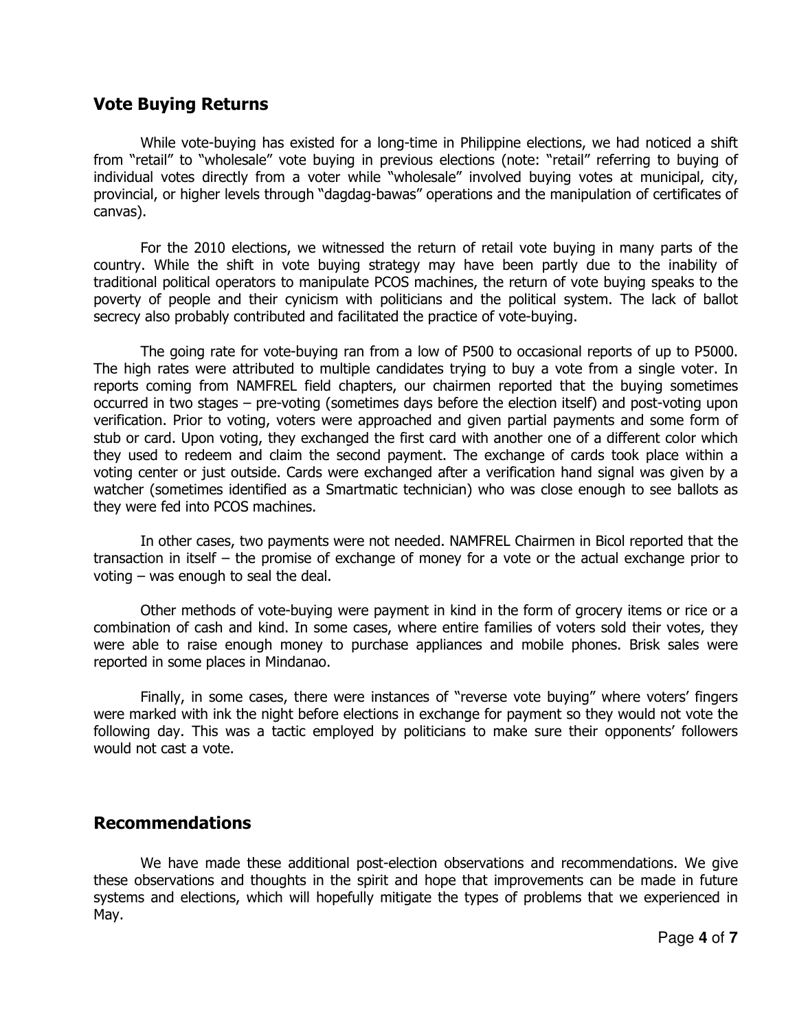## Vote Buying Returns

While vote-buying has existed for a long-time in Philippine elections, we had noticed a shift from "retail" to "wholesale" vote buying in previous elections (note: "retail" referring to buying of individual votes directly from a voter while "wholesale" involved buying votes at municipal, city, provincial, or higher levels through "dagdag-bawas" operations and the manipulation of certificates of canvas).

For the 2010 elections, we witnessed the return of retail vote buying in many parts of the country. While the shift in vote buying strategy may have been partly due to the inability of traditional political operators to manipulate PCOS machines, the return of vote buying speaks to the poverty of people and their cynicism with politicians and the political system. The lack of ballot secrecy also probably contributed and facilitated the practice of vote-buying.

The going rate for vote-buying ran from a low of P500 to occasional reports of up to P5000. The high rates were attributed to multiple candidates trying to buy a vote from a single voter. In reports coming from NAMFREL field chapters, our chairmen reported that the buying sometimes occurred in two stages – pre-voting (sometimes days before the election itself) and post-voting upon verification. Prior to voting, voters were approached and given partial payments and some form of stub or card. Upon voting, they exchanged the first card with another one of a different color which they used to redeem and claim the second payment. The exchange of cards took place within a voting center or just outside. Cards were exchanged after a verification hand signal was given by a watcher (sometimes identified as a Smartmatic technician) who was close enough to see ballots as they were fed into PCOS machines.

In other cases, two payments were not needed. NAMFREL Chairmen in Bicol reported that the transaction in itself – the promise of exchange of money for a vote or the actual exchange prior to voting – was enough to seal the deal.

Other methods of vote-buying were payment in kind in the form of grocery items or rice or a combination of cash and kind. In some cases, where entire families of voters sold their votes, they were able to raise enough money to purchase appliances and mobile phones. Brisk sales were reported in some places in Mindanao.

Finally, in some cases, there were instances of "reverse vote buying" where voters' fingers were marked with ink the night before elections in exchange for payment so they would not vote the following day. This was a tactic employed by politicians to make sure their opponents' followers would not cast a vote.

## Recommendations

We have made these additional post-election observations and recommendations. We give these observations and thoughts in the spirit and hope that improvements can be made in future systems and elections, which will hopefully mitigate the types of problems that we experienced in May.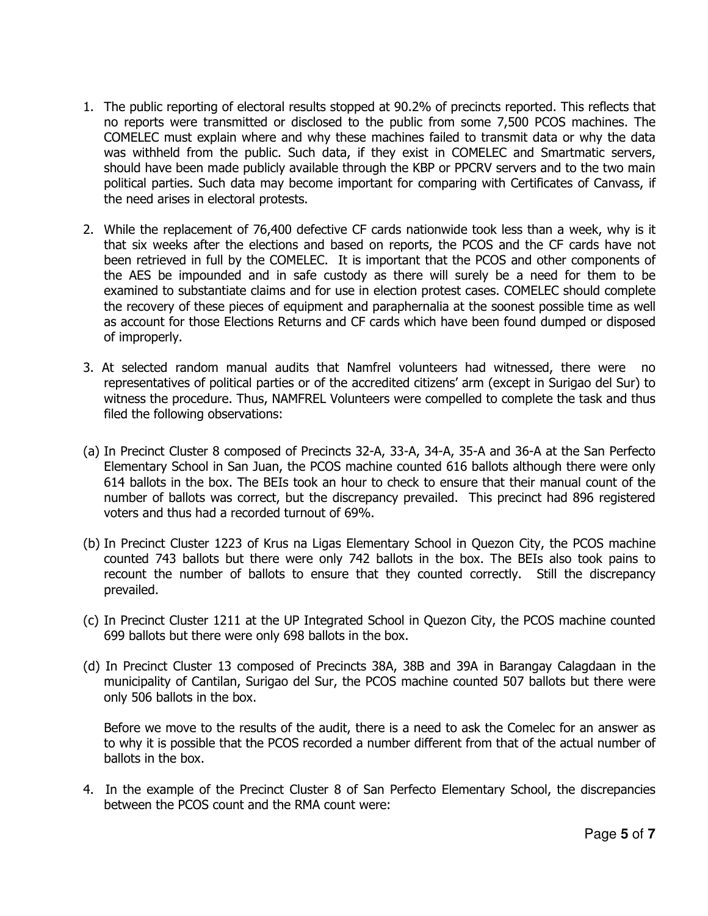1. The public reporting of electoral results stopped at 90.2% of precincts reported. This reflects that no reports were transmitted or disclosed to the public from some 7,500 PCOS machines. The COMELEC must explain where and why these machines failed to transmit data or why the data was withheld from the public. Such data, if they exist in COMELEC and Smartmatic servers, should have been made publicly available through the KBP or PPCRV servers and to the two main political parties. Such data may become important for comparing with Certificates of Canvass, if the need arises in electoral protests.

2. While the replacement of 76,400 defective CF cards nationwide took less than a week, why is it that six weeks after the elections and based on reports, the PCOS and the CF cards have not been retrieved in full by the COMELEC. It is important that the PCOS and other components of the AES be impounded and in safe custody as there will surely be a need for them to be examined to substantiate claims and for use in election protest cases. COMELEC should complete the recovery of these pieces of equipment and paraphernalia at the soonest possible time as well as account for those Elections Returns and CF cards which have been found dumped or disposed of improperly.

3. At selected random manual audits that Namfrel volunteers had witnessed, there were no representatives of political parties or of the accredited citizens' arm (except in Surigao del Sur) to witness the procedure. Thus, NAMFREL Volunteers were compelled to complete the task and thus filed the following observations:

(a) In Precinct Cluster 8 composed of Precincts 32-A, 33-A, 34-A, 35-A and 36-A at the San Perfecto Elementary School in San Juan, the PCOS machine counted 616 ballots although there were only 614 ballots in the box. The BEIs took an hour to check to ensure that their manual count of the number of ballots was correct, but the discrepancy prevailed. This precinct had 896 registered voters and thus had a recorded turnout of 69%.

(b) In Precinct Cluster 1223 of Krus na Ligas Elementary School in Quezon City, the PCOS machine counted 743 ballots but there were only 742 ballots in the box. The BEIs also took pains to recount the number of ballots to ensure that they counted correctly. Still the discrepancy prevailed.

(c) In Precinct Cluster 1211 at the UP Integrated School in Quezon City, the PCOS machine counted 699 ballots but there were only 698 ballots in the box.

(d) In Precinct Cluster 13 composed of Precincts 38A, 38B and 39A in Barangay Calagdaan in the municipality of Cantilan, Surigao del Sur, the PCOS machine counted 507 ballots but there were only 506 ballots in the box.

Before we move to the results of the audit, there is a need to ask the Comelec for an answer as to why it is possible that the PCOS recorded a number different from that of the actual number of ballots in the box.

4. In the example of the Precinct Cluster 8 of San Perfecto Elementary School, the discrepancies between the PCOS count and the RMA count were: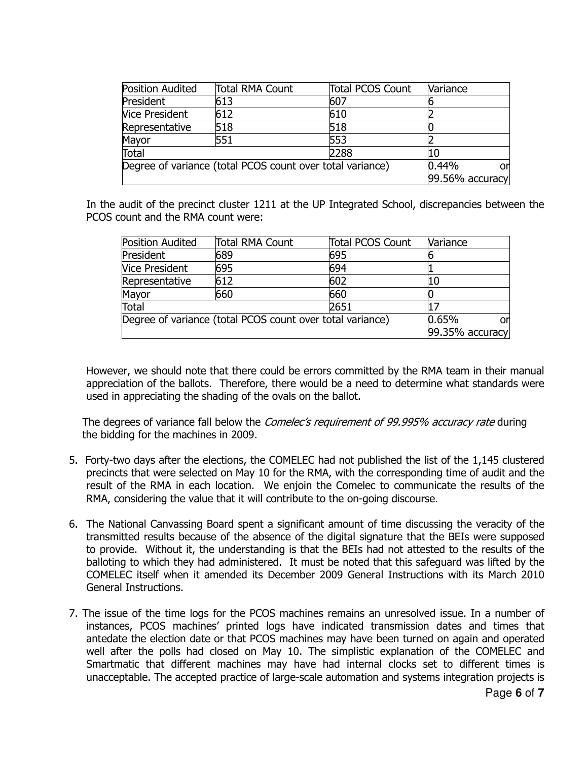| Position Audited | Total RMA Count | Total PCOS Count | Variance |
| --- | --- | --- | --- |
| President | 613 | 607 | 6 |
| Vice President | 612 | 610 | 2 |
| Representative | 518 | 518 | 0 |
| Mayor | 551 | 553 | 2 |
| Total | | 2288 | 10 |
| Degree of variance (total PCOS count over total variance) | | | 0.44% or 99.56% accuracy |

In the audit of the precinct cluster 1211 at the UP Integrated School, discrepancies between the PCOS count and the RMA count were:

| Position Audited | Total RMA Count | Total PCOS Count | Variance |
| --- | --- | --- | --- |
| President | 689 | 695 | 6 |
| Vice President | 695 | 694 | 1 |
| Representative | 612 | 602 | 10 |
| Mayor | 660 | 660 | 0 |
| Total | | 2651 | 17 |
| Degree of variance (total PCOS count over total variance) | | | 0.65% or 99.35% accuracy |

However, we should note that there could be errors committed by the RMA team in their manual appreciation of the ballots. Therefore, there would be a need to determine what standards were used in appreciating the shading of the ovals on the ballot.

The degrees of variance fall below the *Comelec's requirement of 99.995% accuracy rate* during the bidding for the machines in 2009.

5. Forty-two days after the elections, the COMELEC had not published the list of the 1,145 clustered precincts that were selected on May 10 for the RMA, with the corresponding time of audit and the result of the RMA in each location. We enjoin the Comelec to communicate the results of the RMA, considering the value that it will contribute to the on-going discourse.

6. The National Canvassing Board spent a significant amount of time discussing the veracity of the transmitted results because of the absence of the digital signature that the BEIs were supposed to provide. Without it, the understanding is that the BEIs had not attested to the results of the balloting to which they had administered. It must be noted that this safeguard was lifted by the COMELEC itself when it amended its December 2009 General Instructions with its March 2010 General Instructions.

7. The issue of the time logs for the PCOS machines remains an unresolved issue. In a number of instances, PCOS machines' printed logs have indicated transmission dates and times that antedate the election date or that PCOS machines may have been turned on again and operated well after the polls had closed on May 10. The simplistic explanation of the COMELEC and Smartmatic that different machines may have had internal clocks set to different times is unacceptable. The accepted practice of large-scale automation and systems integration projects is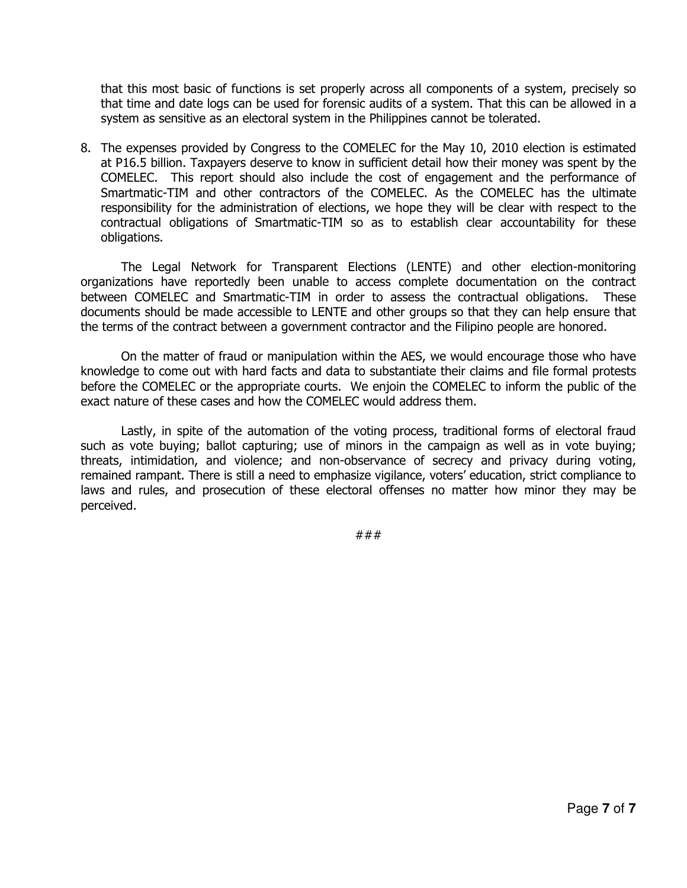that this most basic of functions is set properly across all components of a system, precisely so that time and date logs can be used for forensic audits of a system. That this can be allowed in a system as sensitive as an electoral system in the Philippines cannot be tolerated.

8. The expenses provided by Congress to the COMELEC for the May 10, 2010 election is estimated at P16.5 billion. Taxpayers deserve to know in sufficient detail how their money was spent by the COMELEC. This report should also include the cost of engagement and the performance of Smartmatic-TIM and other contractors of the COMELEC. As the COMELEC has the ultimate responsibility for the administration of elections, we hope they will be clear with respect to the contractual obligations of Smartmatic-TIM so as to establish clear accountability for these obligations.

The Legal Network for Transparent Elections (LENTE) and other election-monitoring organizations have reportedly been unable to access complete documentation on the contract between COMELEC and Smartmatic-TIM in order to assess the contractual obligations. These documents should be made accessible to LENTE and other groups so that they can help ensure that the terms of the contract between a government contractor and the Filipino people are honored.

On the matter of fraud or manipulation within the AES, we would encourage those who have knowledge to come out with hard facts and data to substantiate their claims and file formal protests before the COMELEC or the appropriate courts. We enjoin the COMELEC to inform the public of the exact nature of these cases and how the COMELEC would address them.

Lastly, in spite of the automation of the voting process, traditional forms of electoral fraud such as vote buying; ballot capturing; use of minors in the campaign as well as in vote buying; threats, intimidation, and violence; and non-observance of secrecy and privacy during voting, remained rampant. There is still a need to emphasize vigilance, voters' education, strict compliance to laws and rules, and prosecution of these electoral offenses no matter how minor they may be perceived.

###